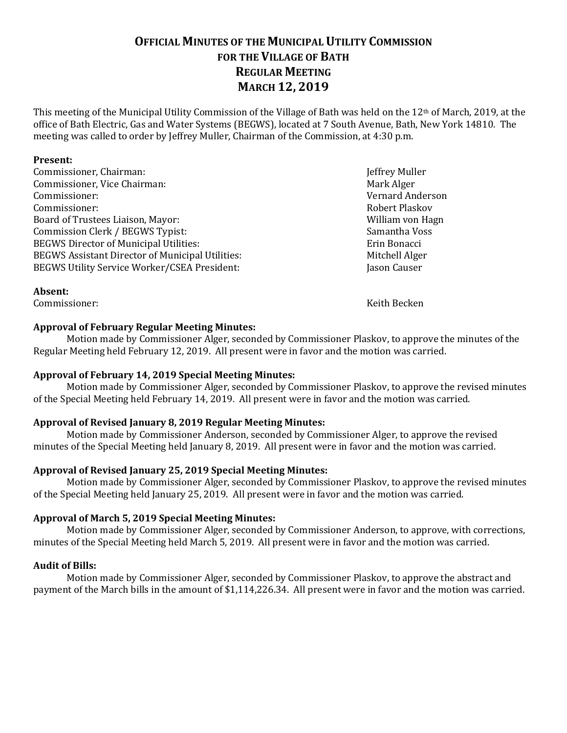# Official Minutes of the Municipal Utility Commission for the Village of Bath Regular Meeting March 12, 2019

This meeting of the Municipal Utility Commission of the Village of Bath was held on the 12th of March, 2019, at the office of Bath Electric, Gas and Water Systems (BEGWS), located at 7 South Avenue, Bath, New York 14810. The meeting was called to order by Jeffrey Muller, Chairman of the Commission, at 4:30 p.m.

**Present:**

| | |
|---|---|
| Commissioner, Chairman: | Jeffrey Muller |
| Commissioner, Vice Chairman: | Mark Alger |
| Commissioner: | Vernard Anderson |
| Commissioner: | Robert Plaskov |
| Board of Trustees Liaison, Mayor: | William von Hagn |
| Commission Clerk / BEGWS Typist: | Samantha Voss |
| BEGWS Director of Municipal Utilities: | Erin Bonacci |
| BEGWS Assistant Director of Municipal Utilities: | Mitchell Alger |
| BEGWS Utility Service Worker/CSEA President: | Jason Causer |

**Absent:**

| | |
|---|---|
| Commissioner: | Keith Becken |

**Approval of February Regular Meeting Minutes:**

Motion made by Commissioner Alger, seconded by Commissioner Plaskov, to approve the minutes of the Regular Meeting held February 12, 2019. All present were in favor and the motion was carried.

**Approval of February 14, 2019 Special Meeting Minutes:**

Motion made by Commissioner Alger, seconded by Commissioner Plaskov, to approve the revised minutes of the Special Meeting held February 14, 2019. All present were in favor and the motion was carried.

**Approval of Revised January 8, 2019 Regular Meeting Minutes:**

Motion made by Commissioner Anderson, seconded by Commissioner Alger, to approve the revised minutes of the Special Meeting held January 8, 2019. All present were in favor and the motion was carried.

**Approval of Revised January 25, 2019 Special Meeting Minutes:**

Motion made by Commissioner Alger, seconded by Commissioner Plaskov, to approve the revised minutes of the Special Meeting held January 25, 2019. All present were in favor and the motion was carried.

**Approval of March 5, 2019 Special Meeting Minutes:**

Motion made by Commissioner Alger, seconded by Commissioner Anderson, to approve, with corrections, minutes of the Special Meeting held March 5, 2019. All present were in favor and the motion was carried.

**Audit of Bills:**

Motion made by Commissioner Alger, seconded by Commissioner Plaskov, to approve the abstract and payment of the March bills in the amount of $1,114,226.34. All present were in favor and the motion was carried.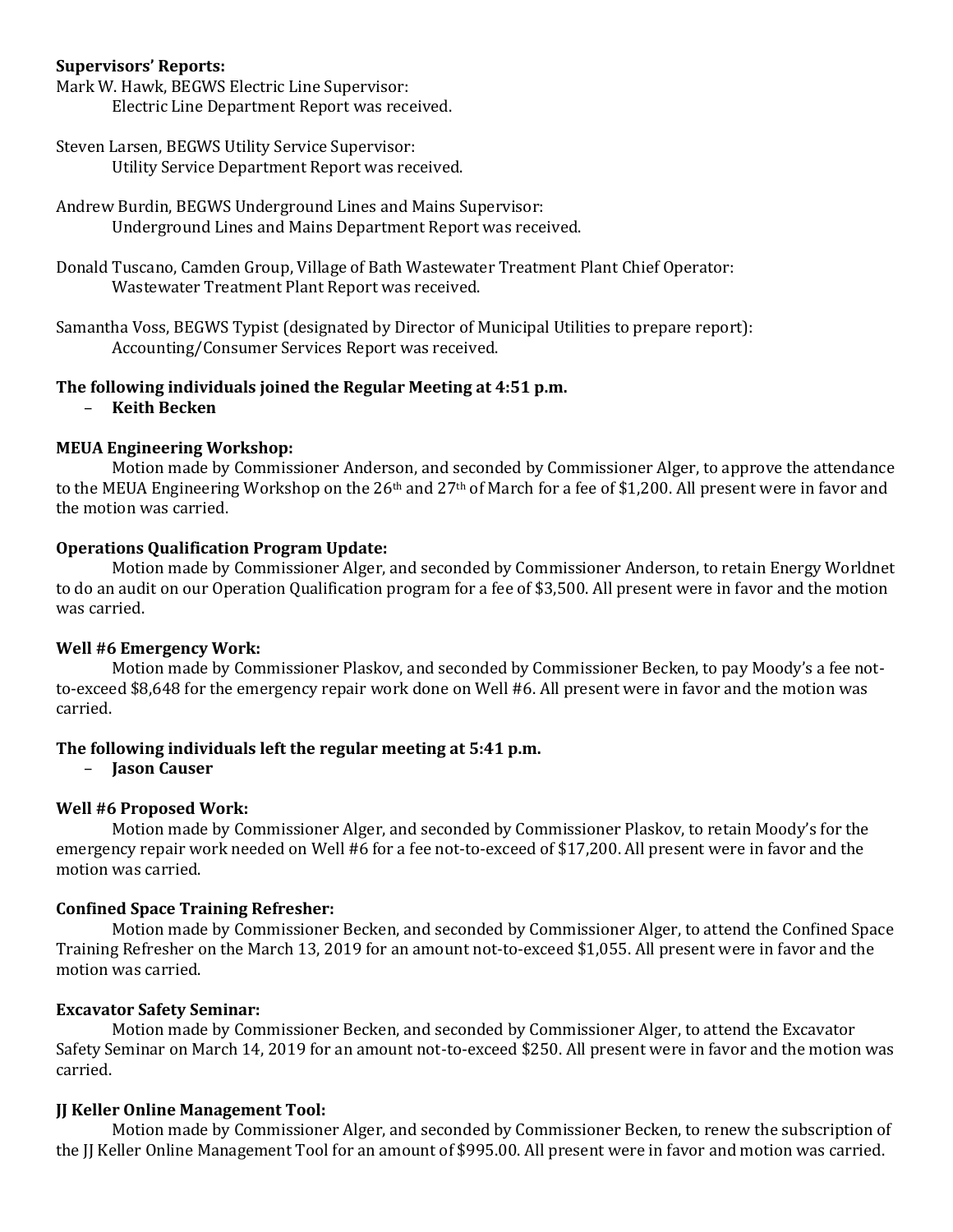**Supervisors' Reports:**

Mark W. Hawk, BEGWS Electric Line Supervisor:
Electric Line Department Report was received.

Steven Larsen, BEGWS Utility Service Supervisor:
Utility Service Department Report was received.

Andrew Burdin, BEGWS Underground Lines and Mains Supervisor:
Underground Lines and Mains Department Report was received.

Donald Tuscano, Camden Group, Village of Bath Wastewater Treatment Plant Chief Operator:
Wastewater Treatment Plant Report was received.

Samantha Voss, BEGWS Typist (designated by Director of Municipal Utilities to prepare report):
Accounting/Consumer Services Report was received.

**The following individuals joined the Regular Meeting at 4:51 p.m.**

- **Keith Becken**

**MEUA Engineering Workshop:**

Motion made by Commissioner Anderson, and seconded by Commissioner Alger, to approve the attendance to the MEUA Engineering Workshop on the 26th and 27th of March for a fee of $1,200. All present were in favor and the motion was carried.

**Operations Qualification Program Update:**

Motion made by Commissioner Alger, and seconded by Commissioner Anderson, to retain Energy Worldnet to do an audit on our Operation Qualification program for a fee of $3,500. All present were in favor and the motion was carried.

**Well #6 Emergency Work:**

Motion made by Commissioner Plaskov, and seconded by Commissioner Becken, to pay Moody's a fee not-to-exceed $8,648 for the emergency repair work done on Well #6. All present were in favor and the motion was carried.

**The following individuals left the regular meeting at 5:41 p.m.**

- **Jason Causer**

**Well #6 Proposed Work:**

Motion made by Commissioner Alger, and seconded by Commissioner Plaskov, to retain Moody's for the emergency repair work needed on Well #6 for a fee not-to-exceed of $17,200. All present were in favor and the motion was carried.

**Confined Space Training Refresher:**

Motion made by Commissioner Becken, and seconded by Commissioner Alger, to attend the Confined Space Training Refresher on the March 13, 2019 for an amount not-to-exceed $1,055. All present were in favor and the motion was carried.

**Excavator Safety Seminar:**

Motion made by Commissioner Becken, and seconded by Commissioner Alger, to attend the Excavator Safety Seminar on March 14, 2019 for an amount not-to-exceed $250. All present were in favor and the motion was carried.

**JJ Keller Online Management Tool:**

Motion made by Commissioner Alger, and seconded by Commissioner Becken, to renew the subscription of the JJ Keller Online Management Tool for an amount of $995.00. All present were in favor and motion was carried.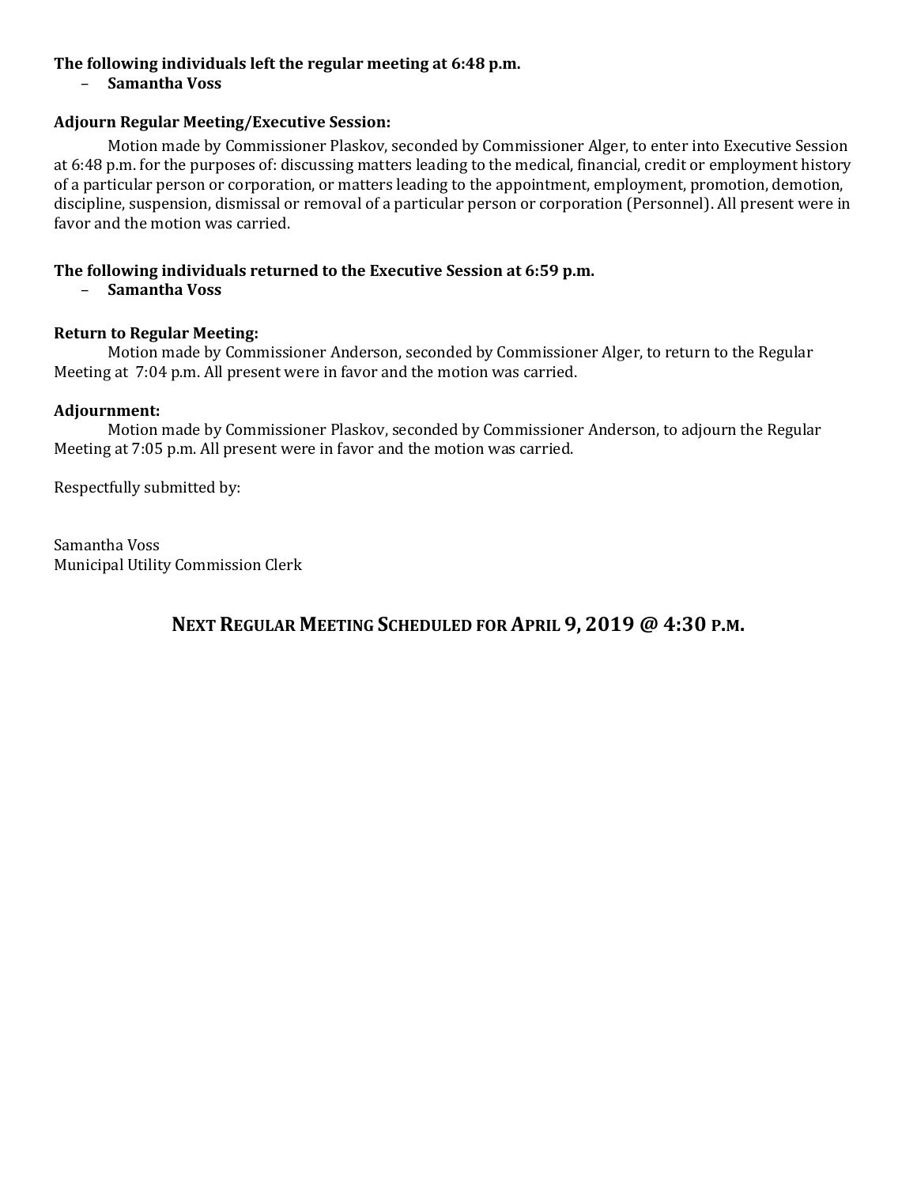**The following individuals left the regular meeting at 6:48 p.m.**
- **Samantha Voss**

**Adjourn Regular Meeting/Executive Session:**

Motion made by Commissioner Plaskov, seconded by Commissioner Alger, to enter into Executive Session at 6:48 p.m. for the purposes of: discussing matters leading to the medical, financial, credit or employment history of a particular person or corporation, or matters leading to the appointment, employment, promotion, demotion, discipline, suspension, dismissal or removal of a particular person or corporation (Personnel). All present were in favor and the motion was carried.

**The following individuals returned to the Executive Session at 6:59 p.m.**
- **Samantha Voss**

**Return to Regular Meeting:**

Motion made by Commissioner Anderson, seconded by Commissioner Alger, to return to the Regular Meeting at 7:04 p.m. All present were in favor and the motion was carried.

**Adjournment:**

Motion made by Commissioner Plaskov, seconded by Commissioner Anderson, to adjourn the Regular Meeting at 7:05 p.m. All present were in favor and the motion was carried.

Respectfully submitted by:

Samantha Voss
Municipal Utility Commission Clerk

## NEXT REGULAR MEETING SCHEDULED FOR APRIL 9, 2019 @ 4:30 P.M.